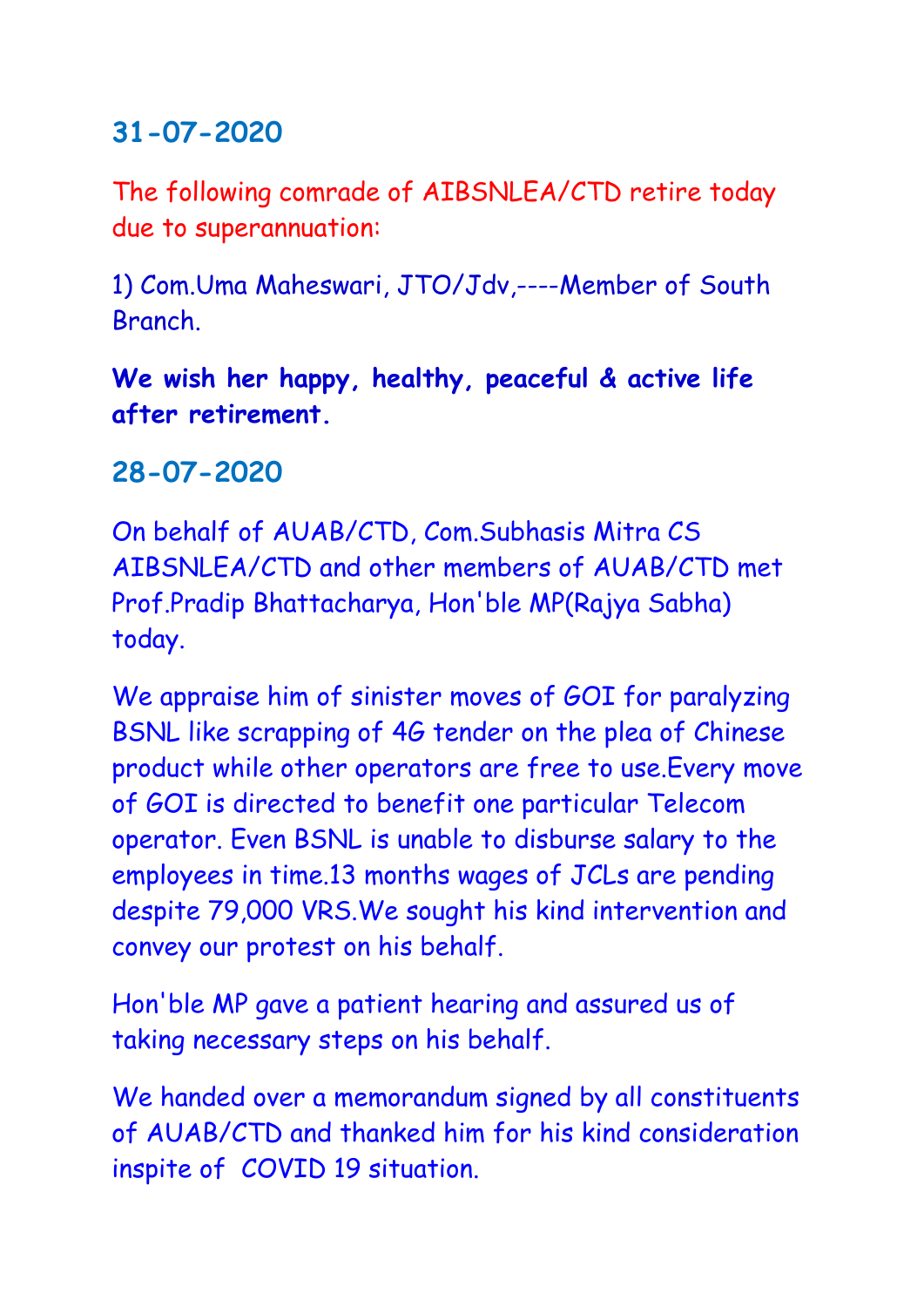## 31-07-2020

The following comrade of AIBSNLEA/CTD retire today due to superannuation:

1) Com.Uma Maheswari, JTO/Jdv,----Member of South Branch.

**We wish her happy, healthy, peaceful & active life after retirement.**

## 28-07-2020

On behalf of AUAB/CTD, Com.Subhasis Mitra CS AIBSNLEA/CTD and other members of AUAB/CTD met Prof.Pradip Bhattacharya, Hon'ble MP(Rajya Sabha) today.

We appraise him of sinister moves of GOI for paralyzing BSNL like scrapping of 4G tender on the plea of Chinese product while other operators are free to use.Every move of GOI is directed to benefit one particular Telecom operator. Even BSNL is unable to disburse salary to the employees in time.13 months wages of JCLs are pending despite 79,000 VRS.We sought his kind intervention and convey our protest on his behalf.

Hon'ble MP gave a patient hearing and assured us of taking necessary steps on his behalf.

We handed over a memorandum signed by all constituents of AUAB/CTD and thanked him for his kind consideration inspite of COVID 19 situation.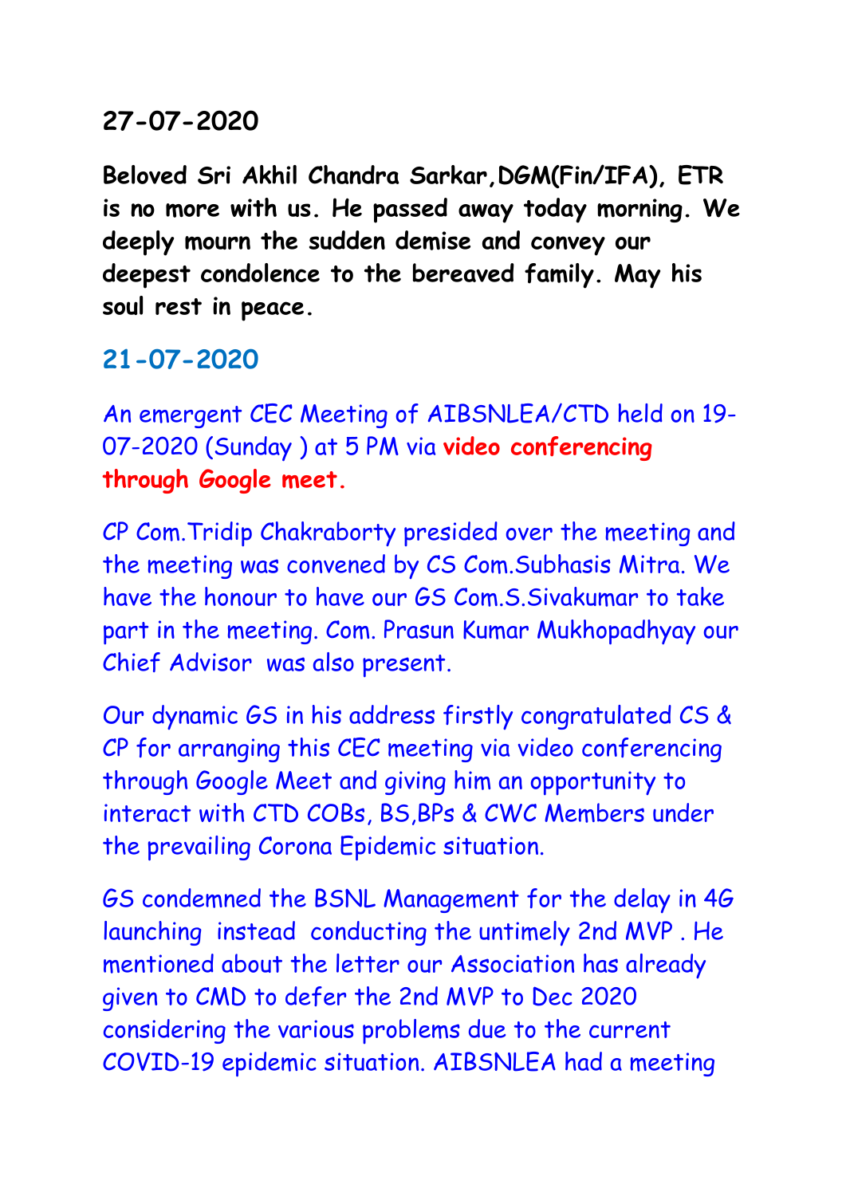## 27-07-2020

**Beloved Sri Akhil Chandra Sarkar,DGM(Fin/IFA), ETR is no more with us. He passed away today morning. We deeply mourn the sudden demise and convey our deepest condolence to the bereaved family. May his soul rest in peace.**

## 21-07-2020

An emergent CEC Meeting of AIBSNLEA/CTD held on 19-07-2020 (Sunday ) at 5 PM via **video conferencing through Google meet.**

CP Com.Tridip Chakraborty presided over the meeting and the meeting was convened by CS Com.Subhasis Mitra. We have the honour to have our GS Com.S.Sivakumar to take part in the meeting. Com. Prasun Kumar Mukhopadhyay our Chief Advisor was also present.

Our dynamic GS in his address firstly congratulated CS & CP for arranging this CEC meeting via video conferencing through Google Meet and giving him an opportunity to interact with CTD COBs, BS,BPs & CWC Members under the prevailing Corona Epidemic situation.

GS condemned the BSNL Management for the delay in 4G launching instead conducting the untimely 2nd MVP . He mentioned about the letter our Association has already given to CMD to defer the 2nd MVP to Dec 2020 considering the various problems due to the current COVID-19 epidemic situation. AIBSNLEA had a meeting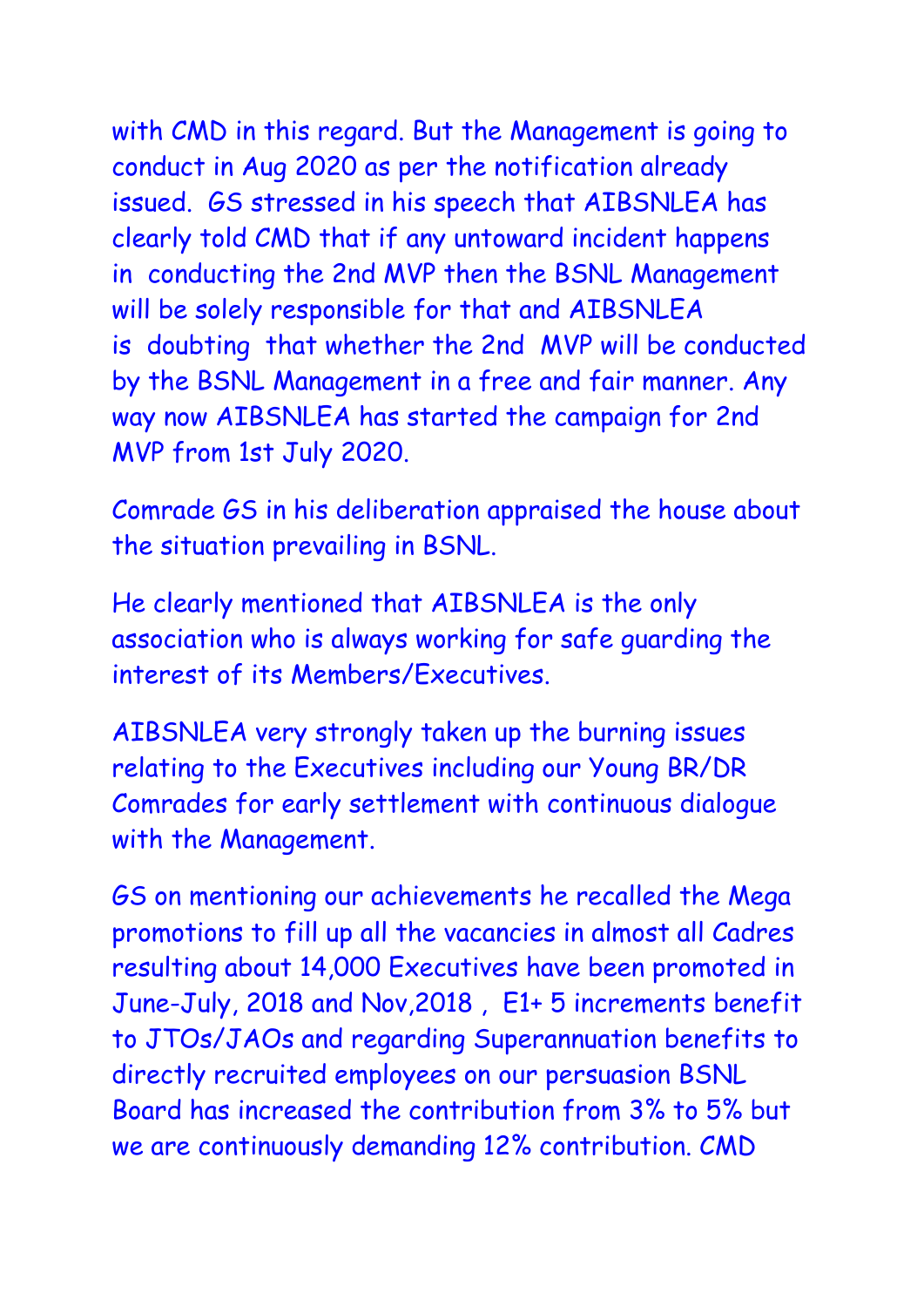with CMD in this regard. But the Management is going to conduct in Aug 2020 as per the notification already issued. GS stressed in his speech that AIBSNLEA has clearly told CMD that if any untoward incident happens in conducting the 2nd MVP then the BSNL Management will be solely responsible for that and AIBSNLEA is doubting that whether the 2nd MVP will be conducted by the BSNL Management in a free and fair manner. Any way now AIBSNLEA has started the campaign for 2nd MVP from 1st July 2020.

Comrade GS in his deliberation appraised the house about the situation prevailing in BSNL.

He clearly mentioned that AIBSNLEA is the only association who is always working for safe guarding the interest of its Members/Executives.

AIBSNLEA very strongly taken up the burning issues relating to the Executives including our Young BR/DR Comrades for early settlement with continuous dialogue with the Management.

GS on mentioning our achievements he recalled the Mega promotions to fill up all the vacancies in almost all Cadres resulting about 14,000 Executives have been promoted in June-July, 2018 and Nov,2018 , E1+ 5 increments benefit to JTOs/JAOs and regarding Superannuation benefits to directly recruited employees on our persuasion BSNL Board has increased the contribution from 3% to 5% but we are continuously demanding 12% contribution. CMD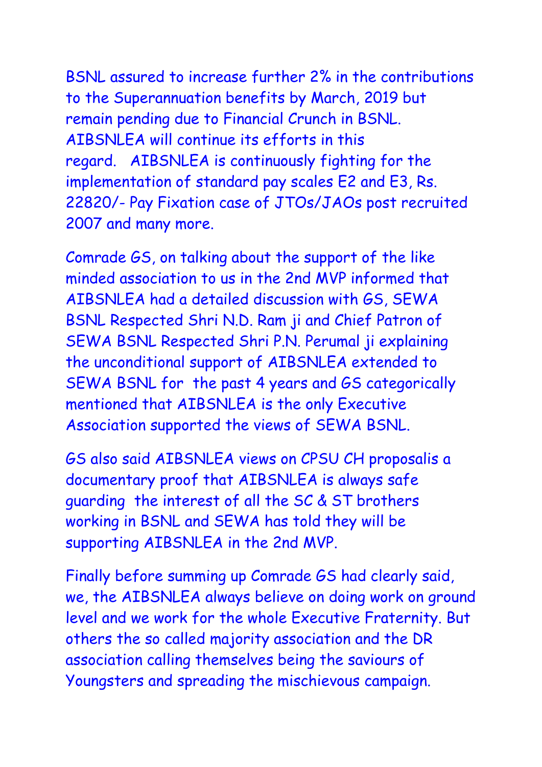BSNL assured to increase further 2% in the contributions to the Superannuation benefits by March, 2019 but remain pending due to Financial Crunch in BSNL. AIBSNLEA will continue its efforts in this regard. AIBSNLEA is continuously fighting for the implementation of standard pay scales E2 and E3, Rs. 22820/- Pay Fixation case of JTOs/JAOs post recruited 2007 and many more.

Comrade GS, on talking about the support of the like minded association to us in the 2nd MVP informed that AIBSNLEA had a detailed discussion with GS, SEWA BSNL Respected Shri N.D. Ram ji and Chief Patron of SEWA BSNL Respected Shri P.N. Perumal ji explaining the unconditional support of AIBSNLEA extended to SEWA BSNL for the past 4 years and GS categorically mentioned that AIBSNLEA is the only Executive Association supported the views of SEWA BSNL.

GS also said AIBSNLEA views on CPSU CH proposalis a documentary proof that AIBSNLEA is always safe guarding the interest of all the SC & ST brothers working in BSNL and SEWA has told they will be supporting AIBSNLEA in the 2nd MVP.

Finally before summing up Comrade GS had clearly said, we, the AIBSNLEA always believe on doing work on ground level and we work for the whole Executive Fraternity. But others the so called majority association and the DR association calling themselves being the saviours of Youngsters and spreading the mischievous campaign.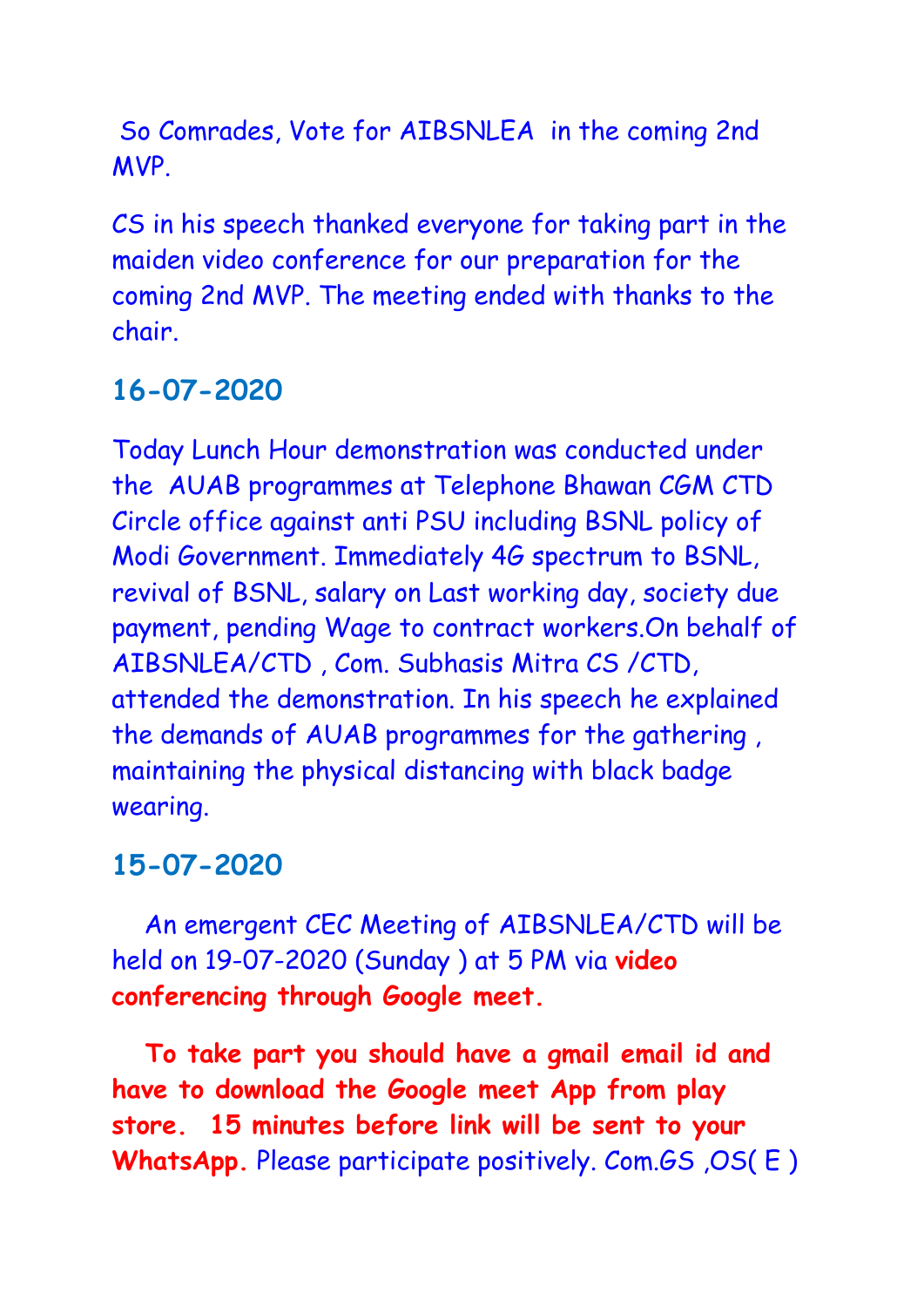So Comrades, Vote for AIBSNLEA in the coming 2nd MVP.

CS in his speech thanked everyone for taking part in the maiden video conference for our preparation for the coming 2nd MVP. The meeting ended with thanks to the chair.

## 16-07-2020

Today Lunch Hour demonstration was conducted under the AUAB programmes at Telephone Bhawan CGM CTD Circle office against anti PSU including BSNL policy of Modi Government. Immediately 4G spectrum to BSNL, revival of BSNL, salary on Last working day, society due payment, pending Wage to contract workers.On behalf of AIBSNLEA/CTD , Com. Subhasis Mitra CS /CTD, attended the demonstration. In his speech he explained the demands of AUAB programmes for the gathering , maintaining the physical distancing with black badge wearing.

## 15-07-2020

An emergent CEC Meeting of AIBSNLEA/CTD will be held on 19-07-2020 (Sunday ) at 5 PM via **video conferencing through Google meet.**

**To take part you should have a gmail email id and have to download the Google meet App from play store. 15 minutes before link will be sent to your WhatsApp.** Please participate positively. Com.GS ,OS( E )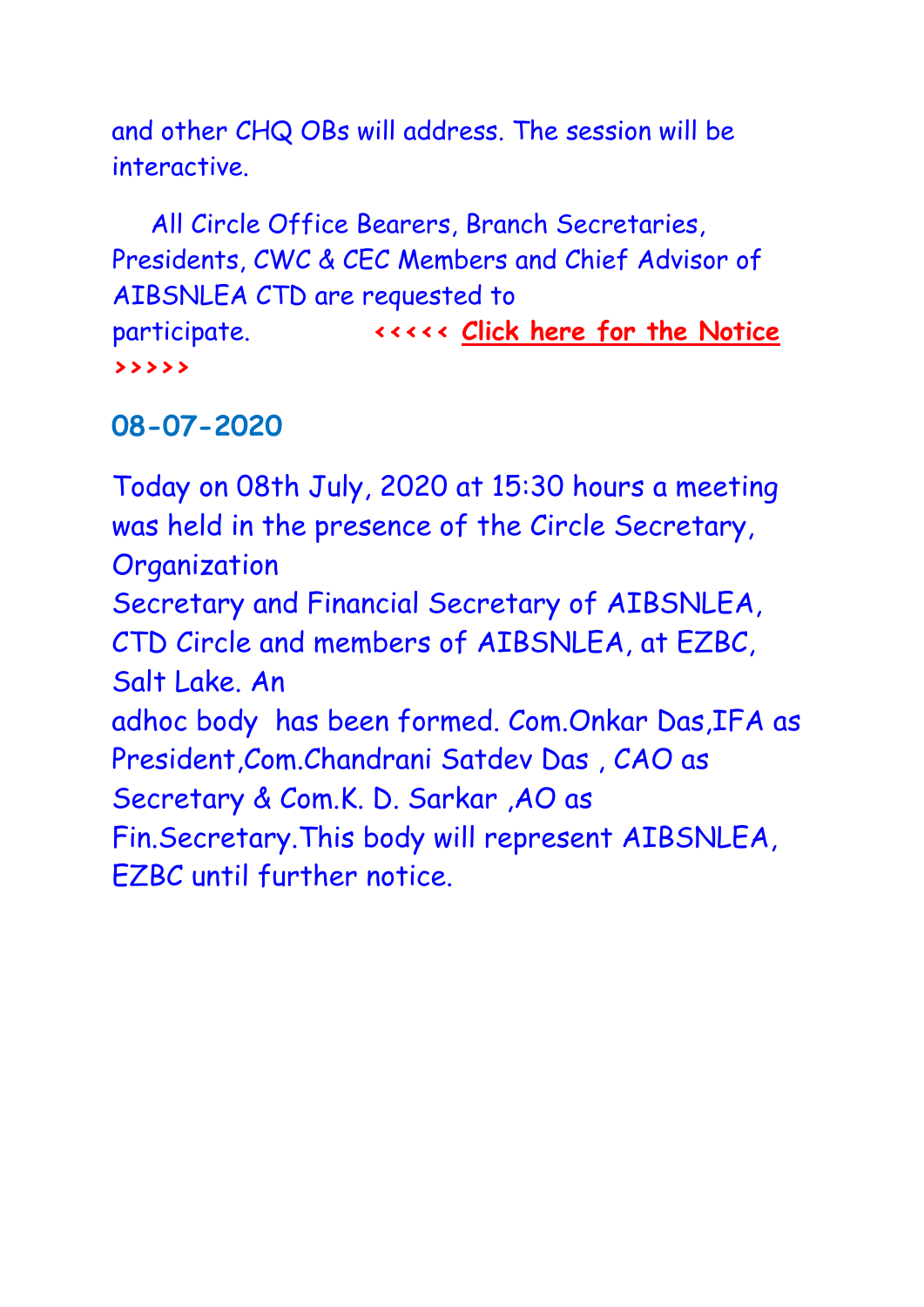and other CHQ OBs will address. The session will be interactive.

All Circle Office Bearers, Branch Secretaries, Presidents, CWC & CEC Members and Chief Advisor of AIBSNLEA CTD are requested to participate. **<<<<< Click here for the Notice >>>>>**

## 08-07-2020

Today on 08th July, 2020 at 15:30 hours a meeting was held in the presence of the Circle Secretary, Organization Secretary and Financial Secretary of AIBSNLEA, CTD Circle and members of AIBSNLEA, at EZBC, Salt Lake. An adhoc body has been formed. Com.Onkar Das,IFA as President,Com.Chandrani Satdev Das , CAO as Secretary & Com.K. D. Sarkar ,AO as Fin.Secretary.This body will represent AIBSNLEA, EZBC until further notice.